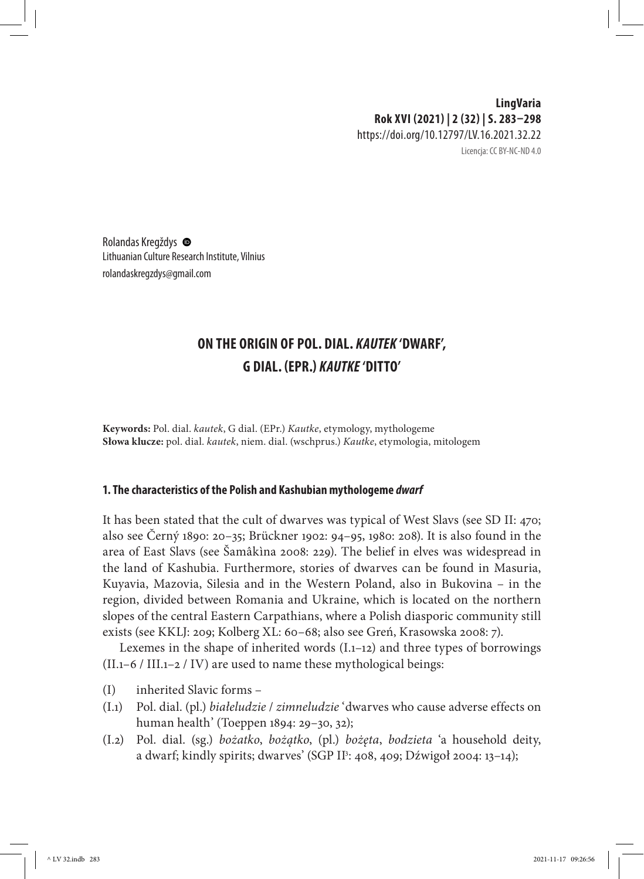Rolandas Kregždys
Lithuanian Culture Research Institute, Vilnius
rolandaskregzdys@gmail.com

# ON THE ORIGIN OF POL. DIAL. *KAUTEK* 'DWARF', G DIAL. (EPR.) *KAUTKE* 'DITTO'

**Keywords:** Pol. dial. *kautek*, G dial. (EPr.) *Kautke*, etymology, mythologeme
**Słowa klucze:** pol. dial. *kautek*, niem. dial. (wschprus.) *Kautke*, etymologia, mitologem

## 1. The characteristics of the Polish and Kashubian mythologeme *dwarf*

It has been stated that the cult of dwarves was typical of West Slavs (see SD II: 470; also see Černý 1890: 20–35; Brückner 1902: 94–95, 1980: 208). It is also found in the area of East Slavs (see Šamâkìna 2008: 229). The belief in elves was widespread in the land of Kashubia. Furthermore, stories of dwarves can be found in Masuria, Kuyavia, Mazovia, Silesia and in the Western Poland, also in Bukovina – in the region, divided between Romania and Ukraine, which is located on the northern slopes of the central Eastern Carpathians, where a Polish diasporic community still exists (see KKLJ: 209; Kolberg XL: 60–68; also see Greń, Krasowska 2008: 7).

Lexemes in the shape of inherited words (I.1–12) and three types of borrowings (II.1–6 / III.1–2 / IV) are used to name these mythological beings:

- (I) inherited Slavic forms –
- (I.1) Pol. dial. (pl.) *białeludzie* / *zimneludzie* 'dwarves who cause adverse effects on human health' (Toeppen 1894: 29–30, 32);
- (I.2) Pol. dial. (sg.) *bożatko*, *bożątko*, (pl.) *bożęta*, *bodzieta* 'a household deity, a dwarf; kindly spirits; dwarves' (SGP II[3]: 408, 409; Dźwigoł 2004: 13–14);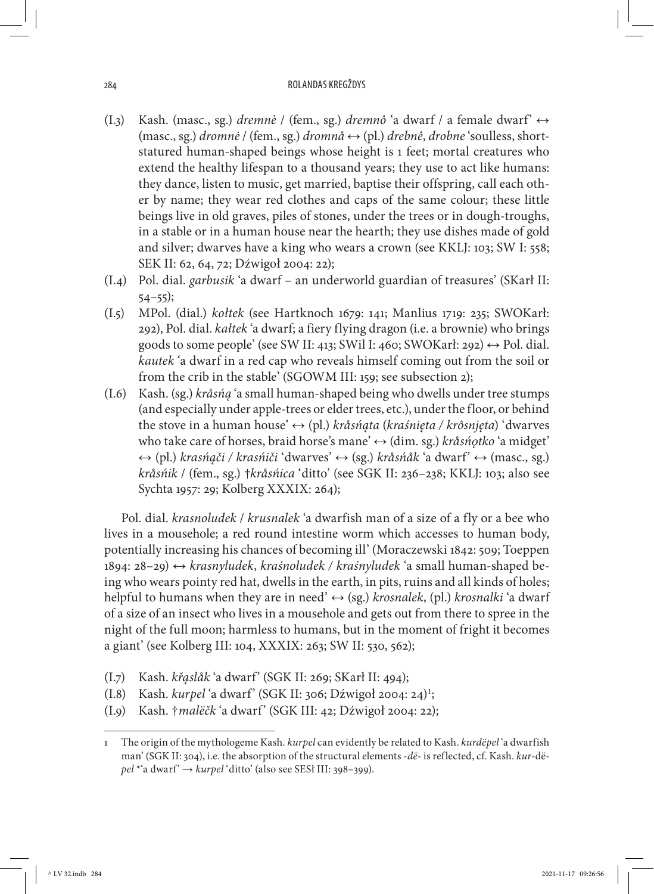- (I.3) Kash. (masc., sg.) *dremnè* / (fem., sg.) *dremnô* 'a dwarf / a female dwarf' ↔ (masc., sg.) *dromnė* / (fem., sg.) *dromnå* ↔ (pl.) *drebnê*, *drobne* 'soulless, short-statured human-shaped beings whose height is 1 feet; mortal creatures who extend the healthy lifespan to a thousand years; they use to act like humans: they dance, listen to music, get married, baptise their offspring, call each other by name; they wear red clothes and caps of the same colour; these little beings live in old graves, piles of stones, under the trees or in dough-troughs, in a stable or in a human house near the hearth; they use dishes made of gold and silver; dwarves have a king who wears a crown (see KKLJ: 103; SW I: 558; SEK II: 62, 64, 72; Dźwigoł 2004: 22);
- (I.4) Pol. dial. *garbusik* 'a dwarf – an underworld guardian of treasures' (SKarł II: 54–55);
- (I.5) MPol. (dial.) *kołtek* (see Hartknoch 1679: 141; Manlius 1719: 235; SWOKarł: 292), Pol. dial. *kałtek* 'a dwarf; a fiery flying dragon (i.e. a brownie) who brings goods to some people' (see SW II: 413; SWil I: 460; SWOKarł: 292) ↔ Pol. dial. *kautek* 'a dwarf in a red cap who reveals himself coming out from the soil or from the crib in the stable' (SGOWM III: 159; see subsection 2);
- (I.6) Kash. (sg.) *kråsńą* 'a small human-shaped being who dwells under tree stumps (and especially under apple-trees or elder trees, etc.), under the floor, or behind the stove in a human house' ↔ (pl.) *kråsńąta* (*kraśnięta* / *krôsnjęta*) 'dwarves who take care of horses, braid horse's mane' ↔ (dim. sg.) *kråsńǫtko* 'a midget' ↔ (pl.) *krasńąči* / *krasńiči* 'dwarves' ↔ (sg.) *kråsńåk* 'a dwarf' ↔ (masc., sg.) *kråsńik* / (fem., sg.) †*kråsńica* 'ditto' (see SGK II: 236–238; KKLJ: 103; also see Sychta 1957: 29; Kolberg XXXIX: 264);

Pol. dial. *krasnoludek* / *krusnalek* 'a dwarfish man of a size of a fly or a bee who lives in a mousehole; a red round intestine worm which accesses to human body, potentially increasing his chances of becoming ill' (Moraczewski 1842: 509; Toeppen 1894: 28–29) ↔ *krasnyludek*, *kraśnoludek* / *kraśnyludek* 'a small human-shaped being who wears pointy red hat, dwells in the earth, in pits, ruins and all kinds of holes; helpful to humans when they are in need' ↔ (sg.) *krosnalek*, (pl.) *krosnalki* 'a dwarf of a size of an insect who lives in a mousehole and gets out from there to spree in the night of the full moon; harmless to humans, but in the moment of fright it becomes a giant' (see Kolberg III: 104, XXXIX: 263; SW II: 530, 562);

- (I.7) Kash. *křąslåk* 'a dwarf' (SGK II: 269; SKarł II: 494);
- (I.8) Kash. *kurpel* 'a dwarf' (SGK II: 306; Dźwigoł 2004: 24)[1];
- (I.9) Kash. †*malëčk* 'a dwarf' (SGK III: 42; Dźwigoł 2004: 22);

---

[1] The origin of the mythologeme Kash. *kurpel* can evidently be related to Kash. *kurdëpel* 'a dwarfish man' (SGK II: 304), i.e. the absorption of the structural elements *-dë-* is reflected, cf. Kash. *kur-*dë-*pel* *'a dwarf' → *kurpel* 'ditto' (also see SESł III: 398–399).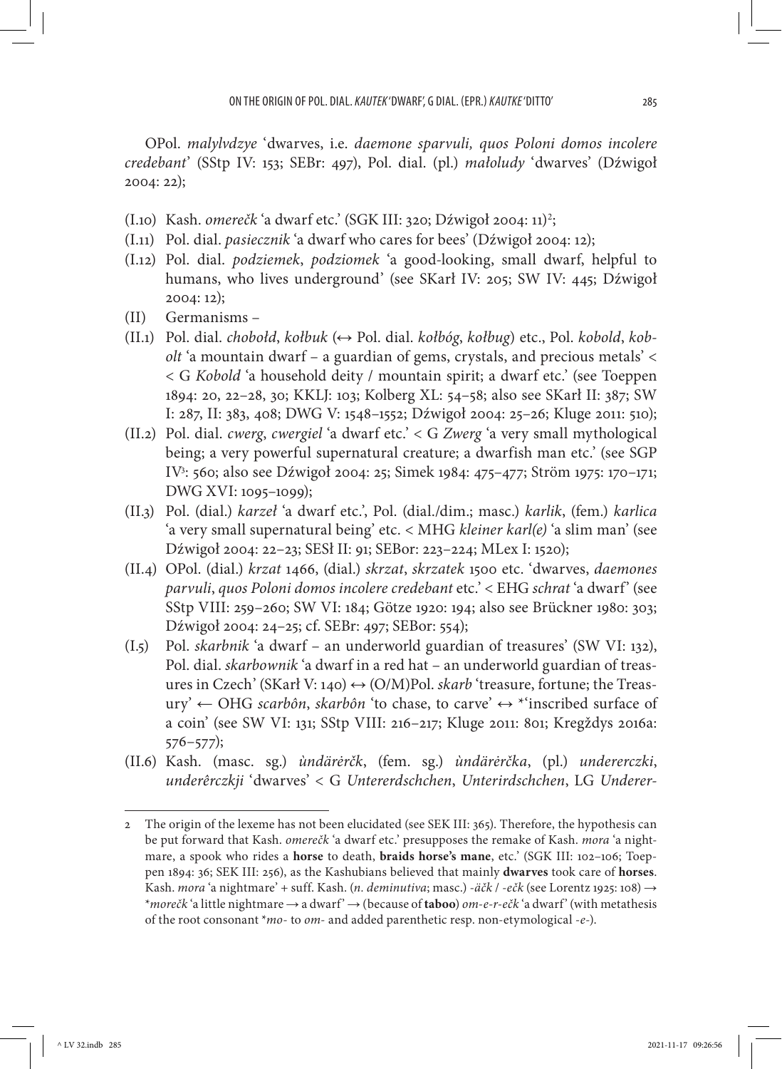OPol. *malylvdzye* 'dwarves, i.e. *daemone sparvuli, quos Poloni domos incolere credebant*' (SStp IV: 153; SEBr: 497), Pol. dial. (pl.) *małoludy* 'dwarves' (Dźwigoł 2004: 22);

- (I.10) Kash. *omerečk* 'a dwarf etc.' (SGK III: 320; Dźwigoł 2004: 11)[2];
- (I.11) Pol. dial. *pasiecznik* 'a dwarf who cares for bees' (Dźwigoł 2004: 12);
- (I.12) Pol. dial. *podziemek*, *podziomek* 'a good-looking, small dwarf, helpful to humans, who lives underground' (see SKarł IV: 205; SW IV: 445; Dźwigoł 2004: 12);
- (II) Germanisms –
- (II.1) Pol. dial. *chobołd*, *kołbuk* (↔ Pol. dial. *kołbóg*, *kołbug*) etc., Pol. *kobold*, *kobolt* 'a mountain dwarf – a guardian of gems, crystals, and precious metals' < < G *Kobold* 'a household deity / mountain spirit; a dwarf etc.' (see Toeppen 1894: 20, 22–28, 30; KKLJ: 103; Kolberg XL: 54–58; also see SKarł II: 387; SW I: 287, II: 383, 408; DWG V: 1548–1552; Dźwigoł 2004: 25–26; Kluge 2011: 510);
- (II.2) Pol. dial. *cwerg*, *cwergiel* 'a dwarf etc.' < G *Zwerg* 'a very small mythological being; a very powerful supernatural creature; a dwarfish man etc.' (see SGP IV[3]: 560; also see Dźwigoł 2004: 25; Simek 1984: 475–477; Ström 1975: 170–171; DWG XVI: 1095–1099);
- (II.3) Pol. (dial.) *karzeł* 'a dwarf etc.', Pol. (dial./dim.; masc.) *karlik*, (fem.) *karlica* 'a very small supernatural being' etc. < MHG *kleiner karl(e)* 'a slim man' (see Dźwigoł 2004: 22–23; SESł II: 91; SEBor: 223–224; MLex I: 1520);
- (II.4) OPol. (dial.) *krzat* 1466, (dial.) *skrzat*, *skrzatek* 1500 etc. 'dwarves, *daemones parvuli*, *quos Poloni domos incolere credebant* etc.' < EHG *schrat* 'a dwarf' (see SStp VIII: 259–260; SW VI: 184; Götze 1920: 194; also see Brückner 1980: 303; Dźwigoł 2004: 24–25; cf. SEBr: 497; SEBor: 554);
- (I.5) Pol. *skarbnik* 'a dwarf – an underworld guardian of treasures' (SW VI: 132), Pol. dial. *skarbownik* 'a dwarf in a red hat – an underworld guardian of treasures in Czech' (SKarł V: 140) ↔ (O/M)Pol. *skarb* 'treasure, fortune; the Treasury' ← OHG *scarbôn*, *skarbôn* 'to chase, to carve' ↔ *'inscribed surface of a coin' (see SW VI: 131; SStp VIII: 216–217; Kluge 2011: 801; Kregždys 2016a: 576–577);
- (II.6) Kash. (masc. sg.) *ùndärėrčk*, (fem. sg.) *ùndärėrčka*, (pl.) *undererczki*, *underêrczkji* 'dwarves' < G *Untererdschchen*, *Unterirdschchen*, LG *Underer-*

---

[2] The origin of the lexeme has not been elucidated (see SEK III: 365). Therefore, the hypothesis can be put forward that Kash. *omerečk* 'a dwarf etc.' presupposes the remake of Kash. *mora* 'a nightmare, a spook who rides a **horse** to death, **braids horse's mane**, etc.' (SGK III: 102–106; Toeppen 1894: 36; SEK III: 256), as the Kashubians believed that mainly **dwarves** took care of **horses**. Kash. *mora* 'a nightmare' + suff. Kash. (*n. deminutiva*; masc.) *-äčk* / *-ečk* (see Lorentz 1925: 108) → *\*morečk* 'a little nightmare → a dwarf' → (because of **taboo**) *om-e-r-ečk* 'a dwarf' (with metathesis of the root consonant *\*mo-* to *om-* and added parenthetic resp. non-etymological *-e-*).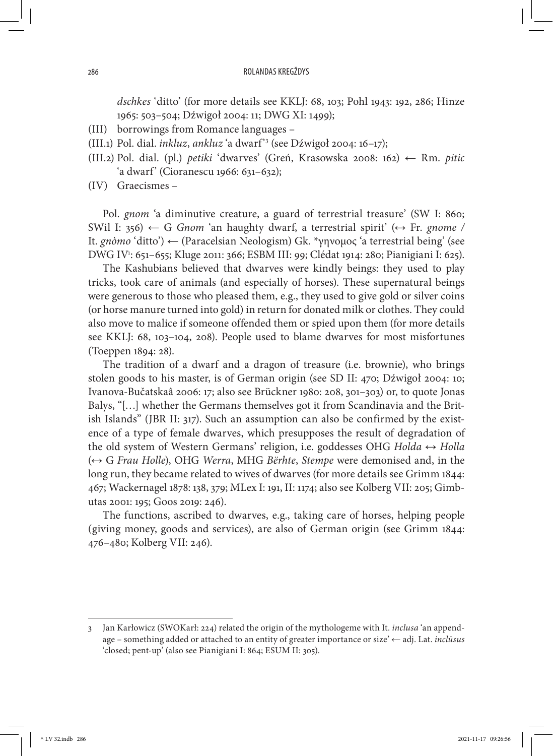*dschkes* 'ditto' (for more details see KKLJ: 68, 103; Pohl 1943: 192, 286; Hinze 1965: 503–504; Dźwigoł 2004: 11; DWG XI: 1499);

(III) borrowings from Romance languages –

(III.1) Pol. dial. *inkluz*, *ankluz* 'a dwarf'[3] (see Dźwigoł 2004: 16–17);

(III.2) Pol. dial. (pl.) *petiki* 'dwarves' (Greń, Krasowska 2008: 162) ← Rm. *pitic* 'a dwarf' (Cioranescu 1966: 631–632);

(IV) Graecismes –

Pol. *gnom* 'a diminutive creature, a guard of terrestrial treasure' (SW I: 860; SWil I: 356) ← G *Gnom* 'an haughty dwarf, a terrestrial spirit' (↔ Fr. *gnome* / It. *gnòmo* 'ditto') ← (Paracelsian Neologism) Gk. \*γηνομος 'a terrestrial being' (see DWG IV[1]: 651–655; Kluge 2011: 366; ESBM III: 99; Clédat 1914: 280; Pianigiani I: 625).

The Kashubians believed that dwarves were kindly beings: they used to play tricks, took care of animals (and especially of horses). These supernatural beings were generous to those who pleased them, e.g., they used to give gold or silver coins (or horse manure turned into gold) in return for donated milk or clothes. They could also move to malice if someone offended them or spied upon them (for more details see KKLJ: 68, 103–104, 208). People used to blame dwarves for most misfortunes (Toeppen 1894: 28).

The tradition of a dwarf and a dragon of treasure (i.e. brownie), who brings stolen goods to his master, is of German origin (see SD II: 470; Dźwigoł 2004: 10; Ivanova-Bučatskaâ 2006: 17; also see Brückner 1980: 208, 301–303) or, to quote Jonas Balys, "[…] whether the Germans themselves got it from Scandinavia and the British Islands" (JBR II: 317). Such an assumption can also be confirmed by the existence of a type of female dwarves, which presupposes the result of degradation of the old system of Western Germans' religion, i.e. goddesses OHG *Holda* ↔ *Holla* (↔ G *Frau Holle*), OHG *Werra*, MHG *Bërhte*, *Stempe* were demonised and, in the long run, they became related to wives of dwarves (for more details see Grimm 1844: 467; Wackernagel 1878: 138, 379; MLex I: 191, II: 1174; also see Kolberg VII: 205; Gimbutas 2001: 195; Goos 2019: 246).

The functions, ascribed to dwarves, e.g., taking care of horses, helping people (giving money, goods and services), are also of German origin (see Grimm 1844: 476–480; Kolberg VII: 246).

---

3 Jan Karłowicz (SWOKarł: 224) related the origin of the mythologeme with It. *inclusa* 'an appendage – something added or attached to an entity of greater importance or size' ← adj. Lat. *inclūsus* 'closed; pent-up' (also see Pianigiani I: 864; ESUM II: 305).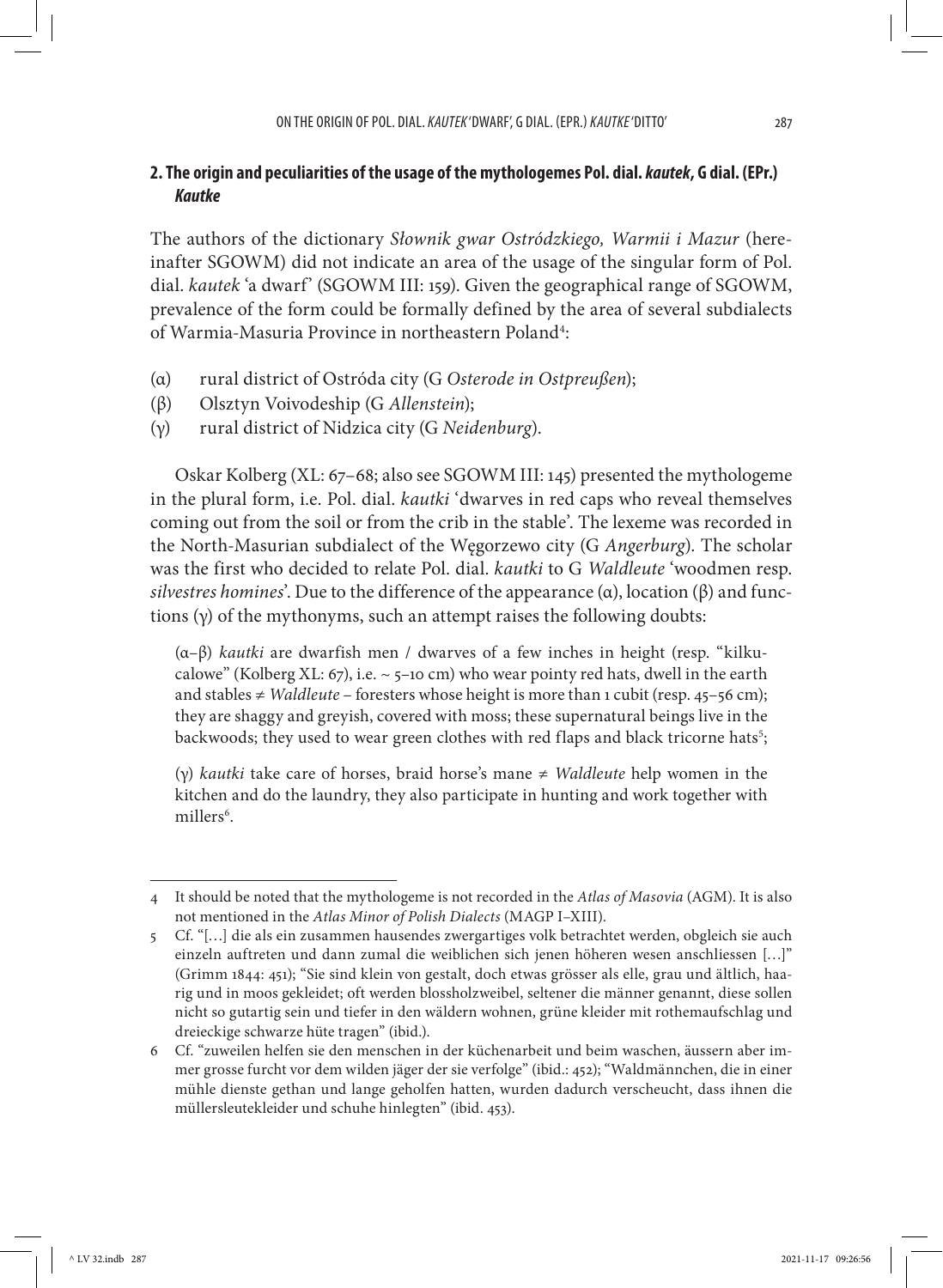## 2. The origin and peculiarities of the usage of the mythologemes Pol. dial. *kautek*, G dial. (EPr.) *Kautke*

The authors of the dictionary *Słownik gwar Ostródzkiego, Warmii i Mazur* (hereinafter SGOWM) did not indicate an area of the usage of the singular form of Pol. dial. *kautek* 'a dwarf' (SGOWM III: 159). Given the geographical range of SGOWM, prevalence of the form could be formally defined by the area of several subdialects of Warmia-Masuria Province in northeastern Poland[4]:

(α) rural district of Ostróda city (G *Osterode in Ostpreußen*);

(β) Olsztyn Voivodeship (G *Allenstein*);

(γ) rural district of Nidzica city (G *Neidenburg*).

Oskar Kolberg (XL: 67–68; also see SGOWM III: 145) presented the mythologeme in the plural form, i.e. Pol. dial. *kautki* 'dwarves in red caps who reveal themselves coming out from the soil or from the crib in the stable'. The lexeme was recorded in the North-Masurian subdialect of the Węgorzewo city (G *Angerburg*). The scholar was the first who decided to relate Pol. dial. *kautki* to G *Waldleute* 'woodmen resp. *silvestres homines*'. Due to the difference of the appearance (α), location (β) and functions (γ) of the mythonyms, such an attempt raises the following doubts:

> (α–β) *kautki* are dwarfish men / dwarves of a few inches in height (resp. "kilkucalowe" (Kolberg XL: 67), i.e. ~ 5–10 cm) who wear pointy red hats, dwell in the earth and stables ≠ *Waldleute* – foresters whose height is more than 1 cubit (resp. 45–56 cm); they are shaggy and greyish, covered with moss; these supernatural beings live in the backwoods; they used to wear green clothes with red flaps and black tricorne hats[5];
>
> (γ) *kautki* take care of horses, braid horse's mane ≠ *Waldleute* help women in the kitchen and do the laundry, they also participate in hunting and work together with millers[6].

---

4 It should be noted that the mythologeme is not recorded in the *Atlas of Masovia* (AGM). It is also not mentioned in the *Atlas Minor of Polish Dialects* (MAGP I–XIII).

5 Cf. "[…] die als ein zusammen hausendes zwergartiges volk betrachtet werden, obgleich sie auch einzeln auftreten und dann zumal die weiblichen sich jenen höheren wesen anschliessen […]" (Grimm 1844: 451); "Sie sind klein von gestalt, doch etwas grösser als elle, grau und ältlich, haarig und in moos gekleidet; oft werden blossholzweibel, seltener die männer genannt, diese sollen nicht so gutartig sein und tiefer in den wäldern wohnen, grüne kleider mit rothemaufschlag und dreieckige schwarze hüte tragen" (ibid.).

6 Cf. "zuweilen helfen sie den menschen in der küchenarbeit und beim waschen, äussern aber immer grosse furcht vor dem wilden jäger der sie verfolge" (ibid.: 452); "Waldmännchen, die in einer mühle dienste gethan und lange geholfen hatten, wurden dadurch verscheucht, dass ihnen die müllersleutekleider und schuhe hinlegten" (ibid. 453).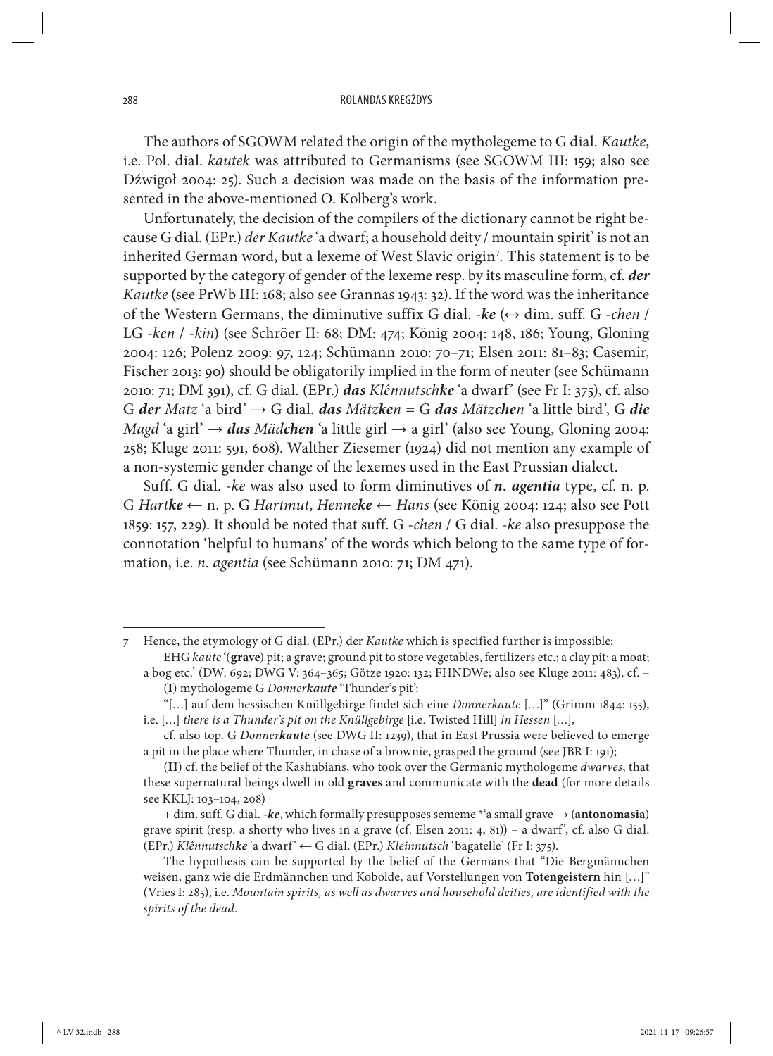The authors of SGOWM related the origin of the mytholegeme to G dial. *Kautke*, i.e. Pol. dial. *kautek* was attributed to Germanisms (see SGOWM III: 159; also see Dźwigoł 2004: 25). Such a decision was made on the basis of the information presented in the above-mentioned O. Kolberg's work.

Unfortunately, the decision of the compilers of the dictionary cannot be right because G dial. (EPr.) *der Kautke* 'a dwarf; a household deity / mountain spirit' is not an inherited German word, but a lexeme of West Slavic origin[7]. This statement is to be supported by the category of gender of the lexeme resp. by its masculine form, cf. ***der** Kautke* (see PrWb III: 168; also see Grannas 1943: 32). If the word was the inheritance of the Western Germans, the diminutive suffix G dial. *-**ke*** (↔ dim. suff. G *-chen* / LG *-ken* / *-kin*) (see Schröer II: 68; DM: 474; König 2004: 148, 186; Young, Gloning 2004: 126; Polenz 2009: 97, 124; Schümann 2010: 70–71; Elsen 2011: 81–83; Casemir, Fischer 2013: 90) should be obligatorily implied in the form of neuter (see Schümann 2010: 71; DM 391), cf. G dial. (EPr.) ***das** Klênnutsch**ke*** 'a dwarf' (see Fr I: 375), cf. also G ***der** Matz* 'a bird' → G dial. ***das** Mätz**ke**n* = G ***das** Mätz**che**n* 'a little bird', G ***die** Magd* 'a girl' → ***das** Mäd**chen*** 'a little girl → a girl' (also see Young, Gloning 2004: 258; Kluge 2011: 591, 608). Walther Ziesemer (1924) did not mention any example of a non-systemic gender change of the lexemes used in the East Prussian dialect.

Suff. G dial. *-ke* was also used to form diminutives of ***n. agentia*** type, cf. n. p. G *Hart**ke*** ← n. p. G *Hartmut*, *Henne**ke*** ← *Hans* (see König 2004: 124; also see Pott 1859: 157, 229). It should be noted that suff. G *-chen* / G dial. *-ke* also presuppose the connotation 'helpful to humans' of the words which belong to the same type of formation, i.e. *n. agentia* (see Schümann 2010: 71; DM 471).

---

7 Hence, the etymology of G dial. (EPr.) der *Kautke* which is specified further is impossible:

EHG *kaute* '(**grave**) pit; a grave; ground pit to store vegetables, fertilizers etc.; a clay pit; a moat; a bog etc.' (DW: 692; DWG V: 364–365; Götze 1920: 132; FHNDWe; also see Kluge 2011: 483), cf. – (**I**) mythologeme G *Donner**kaute*** 'Thunder's pit':

"[…] auf dem hessischen Knüllgebirge findet sich eine *Donnerkaute* […]" (Grimm 1844: 155), i.e. […] *there is a Thunder's pit on the Knüllgebirge* [i.e. Twisted Hill] *in Hessen* […],

cf. also top. G *Donner**kaute*** (see DWG II: 1239), that in East Prussia were believed to emerge a pit in the place where Thunder, in chase of a brownie, grasped the ground (see JBR I: 191);

(**II**) cf. the belief of the Kashubians, who took over the Germanic mythologeme *dwarves*, that these supernatural beings dwell in old **graves** and communicate with the **dead** (for more details see KKLJ: 103–104, 208)

+ dim. suff. G dial. *-**ke***, which formally presupposes sememe *'a small grave → (**antonomasia**) grave spirit (resp. a shorty who lives in a grave (cf. Elsen 2011: 4, 81)) – a dwarf', cf. also G dial. (EPr.) *Klênnutsch**ke*** 'a dwarf' ← G dial. (EPr.) *Kleinnutsch* 'bagatelle' (Fr I: 375).

The hypothesis can be supported by the belief of the Germans that "Die Bergmännchen weisen, ganz wie die Erdmännchen und Kobolde, auf Vorstellungen von **Totengeistern** hin […]" (Vries I: 285), i.e. *Mountain spirits, as well as dwarves and household deities, are identified with the spirits of the dead.*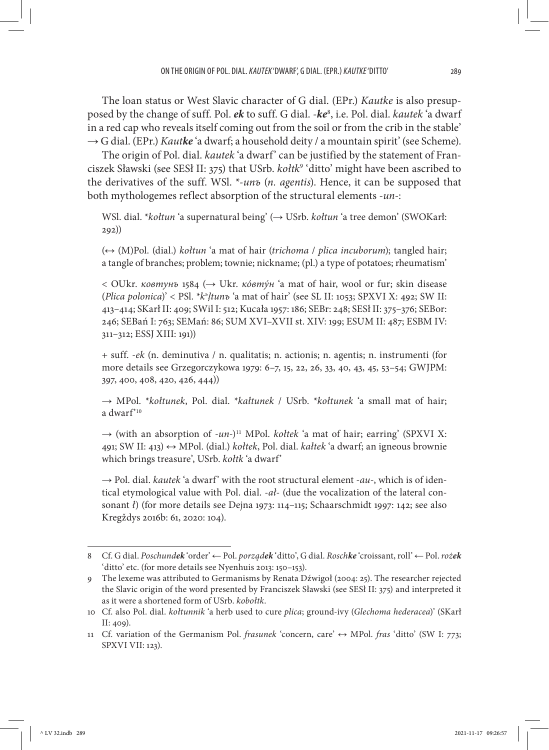The loan status or West Slavic character of G dial. (EPr.) *Kautke* is also presupposed by the change of suff. Pol. ***ek*** to suff. G dial. -***ke***[8], i.e. Pol. dial. *kautek* 'a dwarf in a red cap who reveals itself coming out from the soil or from the crib in the stable' → G dial. (EPr.) *Kaut**ke*** 'a dwarf; a household deity / a mountain spirit' (see Scheme).

The origin of Pol. dial. *kautek* 'a dwarf' can be justified by the statement of Franciszek Sławski (see SESł II: 375) that USrb. *kołtk*[9] 'ditto' might have been ascribed to the derivatives of the suff. WSl. \*-*unъ* (*n. agentis*). Hence, it can be supposed that both mythologemes reflect absorption of the structural elements -*un*-:

> WSl. dial. \**kołtun* 'a supernatural being' (→ USrb. *kołtun* 'a tree demon' (SWOKarł: 292))
>
> (↔ (M)Pol. (dial.) *kołtun* 'a mat of hair (*trichoma* / *plica incuborum*); tangled hair; a tangle of branches; problem; townie; nickname; (pl.) a type of potatoes; rheumatism'
>
> < OUkr. *ковтунъ* 1584 (→ Ukr. *ко́втýн* 'a mat of hair, wool or fur; skin disease (*Plica polonica*)' < PSl. \**kъltunъ* 'a mat of hair' (see SL II: 1053; SPXVI X: 492; SW II: 413–414; SKarł II: 409; SWil I: 512; Kucała 1957: 186; SEBr: 248; SESł II: 375–376; SEBor: 246; SEBań I: 763; SEMań: 86; SUM XVI–XVII st. XIV: 199; ESUM II: 487; ESBM IV: 311–312; ESSJ XIII: 191))
>
> + suff. -*ek* (n. deminutiva / n. qualitatis; n. actionis; n. agentis; n. instrumenti (for more details see Grzegorczykowa 1979: 6–7, 15, 22, 26, 33, 40, 43, 45, 53–54; GWJPM: 397, 400, 408, 420, 426, 444))
>
> → MPol. \**kołtunek*, Pol. dial. \**kałtunek* / USrb. \**kołtunek* 'a small mat of hair; a dwarf'[10]
>
> → (with an absorption of -*un*-)[11] MPol. *kołtek* 'a mat of hair; earring' (SPXVI X: 491; SW II: 413) ↔ MPol. (dial.) *kołtek*, Pol. dial. *kałtek* 'a dwarf; an igneous brownie which brings treasure', USrb. *kołtk* 'a dwarf'
>
> → Pol. dial. *kautek* 'a dwarf' with the root structural element -*au*-, which is of identical etymological value with Pol. dial. -*ał*- (due the vocalization of the lateral consonant *ł*) (for more details see Dejna 1973: 114–115; Schaarschmidt 1997: 142; see also Kregždys 2016b: 61, 2020: 104).

---

8 Cf. G dial. *Poschund**ek*** 'order' ← Pol. *porząd**ek*** 'ditto', G dial. *Rosch**ke*** 'croissant, roll' ← Pol. *roż**ek*** 'ditto' etc. (for more details see Nyenhuis 2013: 150–153).

9 The lexeme was attributed to Germanisms by Renata Dźwigoł (2004: 25). The researcher rejected the Slavic origin of the word presented by Franciszek Sławski (see SESł II: 375) and interpreted it as it were a shortened form of USrb. *kobołtk*.

10 Cf. also Pol. dial. *kołtunnik* 'a herb used to cure *plica*; ground-ivy (*Glechoma hederacea*)' (SKarł II: 409).

11 Cf. variation of the Germanism Pol. *frasunek* 'concern, care' ↔ MPol. *fras* 'ditto' (SW I: 773; SPXVI VII: 123).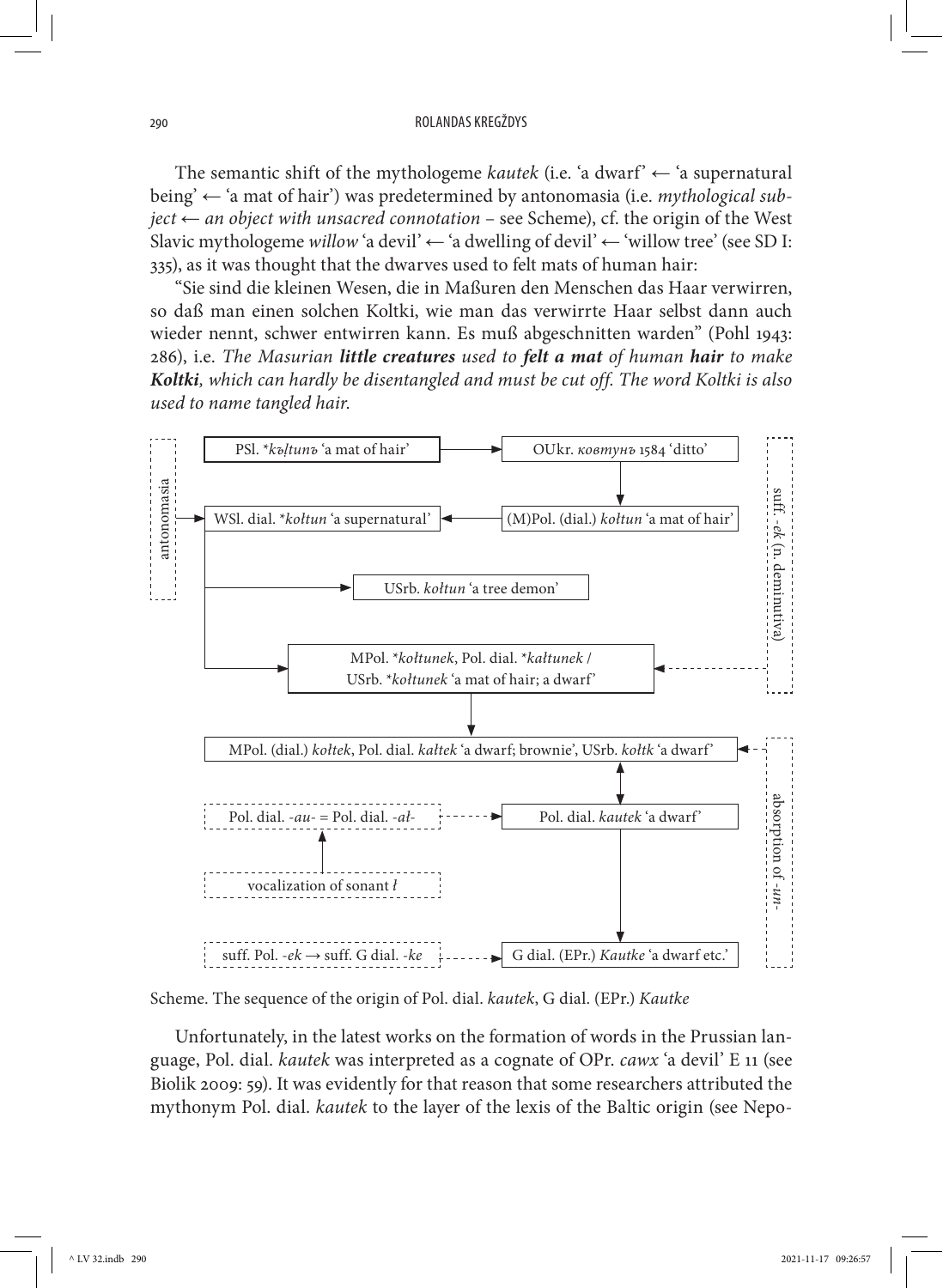The semantic shift of the mythologeme *kautek* (i.e. 'a dwarf' ← 'a supernatural being' ← 'a mat of hair') was predetermined by antonomasia (i.e. *mythological subject ← an object with unsacred connotation* – see Scheme), cf. the origin of the West Slavic mythologeme *willow* 'a devil' ← 'a dwelling of devil' ← 'willow tree' (see SD I: 335), as it was thought that the dwarves used to felt mats of human hair:

"Sie sind die kleinen Wesen, die in Maßuren den Menschen das Haar verwirren, so daß man einen solchen Koltki, wie man das verwirrte Haar selbst dann auch wieder nennt, schwer entwirren kann. Es muß abgeschnitten warden" (Pohl 1943: 286), i.e. *The Masurian **little creatures** used to **felt a mat** of human **hair** to make **Koltki**, which can hardly be disentangled and must be cut off. The word Koltki is also used to name tangled hair.*

- PSl. \*_kъļtunъ_ 'a mat of hair' → OUkr. _ковтунъ_ 1584 'ditto' → (M)Pol. (dial.) _kołtun_ 'a mat of hair' → WSl. dial. \*_kołtun_ 'a supernatural' (antonomasia)
- WSl. dial. \*_kołtun_ 'a supernatural' → USrb. _kołtun_ 'a tree demon'
- WSl. dial. \*_kołtun_ 'a supernatural' → MPol. \*_kołtunek_, Pol. dial. \*_kałtunek_ / USrb. \*_kołtunek_ 'a mat of hair; a dwarf' (suff. _-ek_ (n. deminutiva))
- → MPol. (dial.) _kołtek_, Pol. dial. _kałtek_ 'a dwarf; brownie', USrb. _kołtk_ 'a dwarf' (absorption of _-un-_)
- ↔ Pol. dial. _kautek_ 'a dwarf' (vocalization of sonant _ł_ → Pol. dial. _-au-_ = Pol. dial. _-ał-_)
- → G dial. (EPr.) _Kautke_ 'a dwarf etc.' (suff. Pol. _-ek_ → suff. G dial. _-ke_)

Scheme. The sequence of the origin of Pol. dial. *kautek*, G dial. (EPr.) *Kautke*

Unfortunately, in the latest works on the formation of words in the Prussian language, Pol. dial. *kautek* was interpreted as a cognate of OPr. *cawx* 'a devil' E 11 (see Biolik 2009: 59). It was evidently for that reason that some researchers attributed the mythonym Pol. dial. *kautek* to the layer of the lexis of the Baltic origin (see Nepo-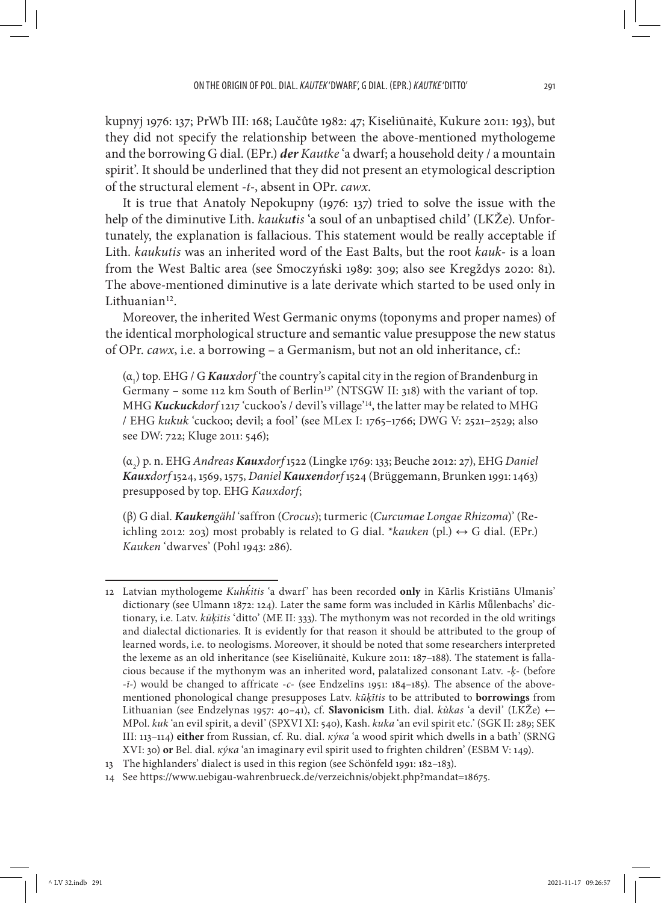kupnyj 1976: 137; PrWb III: 168; Laučûte 1982: 47; Kiseliūnaitė, Kukure 2011: 193), but they did not specify the relationship between the above-mentioned mythologeme and the borrowing G dial. (EPr.) ***der*** *Kautke* 'a dwarf; a household deity / a mountain spirit'. It should be underlined that they did not present an etymological description of the structural element *-t-*, absent in OPr. *cawx*.

It is true that Anatoly Nepokupny (1976: 137) tried to solve the issue with the help of the diminutive Lith. *kauku**t**is* 'a soul of an unbaptised child' (LKŽe). Unfortunately, the explanation is fallacious. This statement would be really acceptable if Lith. *kaukutis* was an inherited word of the East Balts, but the root *kauk-* is a loan from the West Baltic area (see Smoczyński 1989: 309; also see Kregždys 2020: 81). The above-mentioned diminutive is a late derivate which started to be used only in Lithuanian[12].

Moreover, the inherited West Germanic onyms (toponyms and proper names) of the identical morphological structure and semantic value presuppose the new status of OPr. *cawx*, i.e. a borrowing – a Germanism, but not an old inheritance, cf.:

> ($\alpha_1$) top. EHG / G ***Kaux****dorf* 'the country's capital city in the region of Brandenburg in Germany – some 112 km South of Berlin[13]' (NTSGW II: 318) with the variant of top. MHG ***Kuckuck****dorf* 1217 'cuckoo's / devil's village'[14], the latter may be related to MHG / EHG *kukuk* 'cuckoo; devil; a fool' (see MLex I: 1765–1766; DWG V: 2521–2529; also see DW: 722; Kluge 2011: 546);
>
> ($\alpha_2$) p. n. EHG *Andreas* ***Kaux****dorf* 1522 (Lingke 1769: 133; Beuche 2012: 27), EHG *Daniel* ***Kaux****dorf* 1524, 1569, 1575, *Daniel* ***Kauxen****dorf* 1524 (Brüggemann, Brunken 1991: 1463) presupposed by top. EHG *Kauxdorf*;
>
> (β) G dial. ***Kauken****gähl* 'saffron (*Crocus*); turmeric (*Curcumae Longae Rhizoma*)' (Reichling 2012: 203) most probably is related to G dial. *\*kauken* (pl.) ↔ G dial. (EPr.) *Kauken* 'dwarves' (Pohl 1943: 286).

---

12 Latvian mythologeme *Kuhķitis* 'a dwarf' has been recorded **only** in Kārlis Kristiāns Ulmanis' dictionary (see Ulmann 1872: 124). Later the same form was included in Kārlis Mũlenbachs' dictionary, i.e. Latv. *kūķītis* 'ditto' (ME II: 333). The mythonym was not recorded in the old writings and dialectal dictionaries. It is evidently for that reason it should be attributed to the group of learned words, i.e. to neologisms. Moreover, it should be noted that some researchers interpreted the lexeme as an old inheritance (see Kiseliūnaitė, Kukure 2011: 187–188). The statement is fallacious because if the mythonym was an inherited word, palatalized consonant Latv. *-ķ-* (before *-ī-*) would be changed to affricate *-c-* (see Endzelīns 1951: 184–185). The absence of the above-mentioned phonological change presupposes Latv. *kūķītis* to be attributed to **borrowings** from Lithuanian (see Endzelynas 1957: 40–41), cf. **Slavonicism** Lith. dial. *kùkas* 'a devil' (LKŽe) ← MPol. *kuk* 'an evil spirit, a devil' (SPXVI XI: 540), Kash. *kuka* 'an evil spirit etc.' (SGK II: 289; SEK III: 113–114) **either** from Russian, cf. Ru. dial. *кýка* 'a wood spirit which dwells in a bath' (SRNG XVI: 30) **or** Bel. dial. *кýка* 'an imaginary evil spirit used to frighten children' (ESBM V: 149).

13 The highlanders' dialect is used in this region (see Schönfeld 1991: 182–183).

14 See https://www.uebigau-wahrenbrueck.de/verzeichnis/objekt.php?mandat=18675.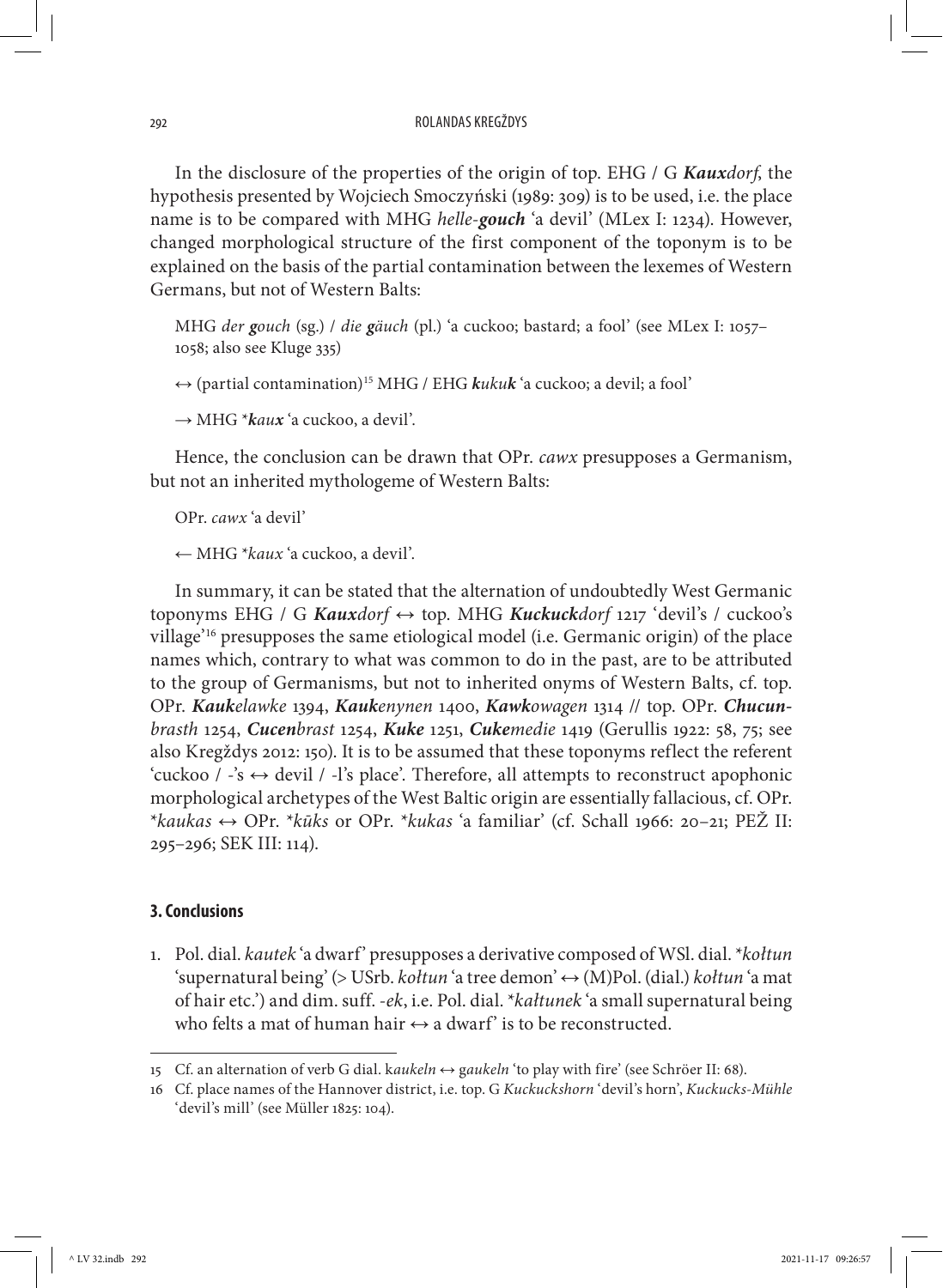In the disclosure of the properties of the origin of top. EHG / G ***Kaux****dorf*, the hypothesis presented by Wojciech Smoczyński (1989: 309) is to be used, i.e. the place name is to be compared with MHG *helle-**gouch*** 'a devil' (MLex I: 1234). However, changed morphological structure of the first component of the toponym is to be explained on the basis of the partial contamination between the lexemes of Western Germans, but not of Western Balts:

> MHG *der **g**ouch* (sg.) / *die **g**äuch* (pl.) 'a cuckoo; bastard; a fool' (see MLex I: 1057–1058; also see Kluge 335)
>
> ↔ (partial contamination)[15] MHG / EHG ***k**uku**k*** 'a cuckoo; a devil; a fool'
>
> → MHG **k**au**x*** 'a cuckoo, a devil'.

Hence, the conclusion can be drawn that OPr. *cawx* presupposes a Germanism, but not an inherited mythologeme of Western Balts:

> OPr. *cawx* 'a devil'
>
> ← MHG **kaux* 'a cuckoo, a devil'.

In summary, it can be stated that the alternation of undoubtedly West Germanic toponyms EHG / G ***Kaux****dorf* ↔ top. MHG ***Kuckuck****dorf* 1217 'devil's / cuckoo's village'[16] presupposes the same etiological model (i.e. Germanic origin) of the place names which, contrary to what was common to do in the past, are to be attributed to the group of Germanisms, but not to inherited onyms of Western Balts, cf. top. OPr. ***Kauk****elawke* 1394, ***Kauk****enynen* 1400, ***Kawk****owagen* 1314 // top. OPr. ***Chucun****brasth* 1254, ***Cucen****brast* 1254, ***Kuke*** 1251, ***Cuke****medie* 1419 (Gerullis 1922: 58, 75; see also Kregždys 2012: 150). It is to be assumed that these toponyms reflect the referent 'cuckoo / -'s ↔ devil / -l's place'. Therefore, all attempts to reconstruct apophonic morphological archetypes of the West Baltic origin are essentially fallacious, cf. OPr. **kaukas* ↔ OPr. **kūks* or OPr. **kukas* 'a familiar' (cf. Schall 1966: 20–21; PEŽ II: 295–296; SEK III: 114).

## 3. Conclusions

1. Pol. dial. *kautek* 'a dwarf' presupposes a derivative composed of WSl. dial. **kołtun* 'supernatural being' (> USrb. *kołtun* 'a tree demon' ↔ (M)Pol. (dial.) *kołtun* 'a mat of hair etc.') and dim. suff. *-ek*, i.e. Pol. dial. **kałtunek* 'a small supernatural being who felts a mat of human hair ↔ a dwarf' is to be reconstructed.

---

15 Cf. an alternation of verb G dial. k*aukeln* ↔ g*aukeln* 'to play with fire' (see Schröer II: 68).

16 Cf. place names of the Hannover district, i.e. top. G *Kuckuckshorn* 'devil's horn', *Kuckucks-Mühle* 'devil's mill' (see Müller 1825: 104).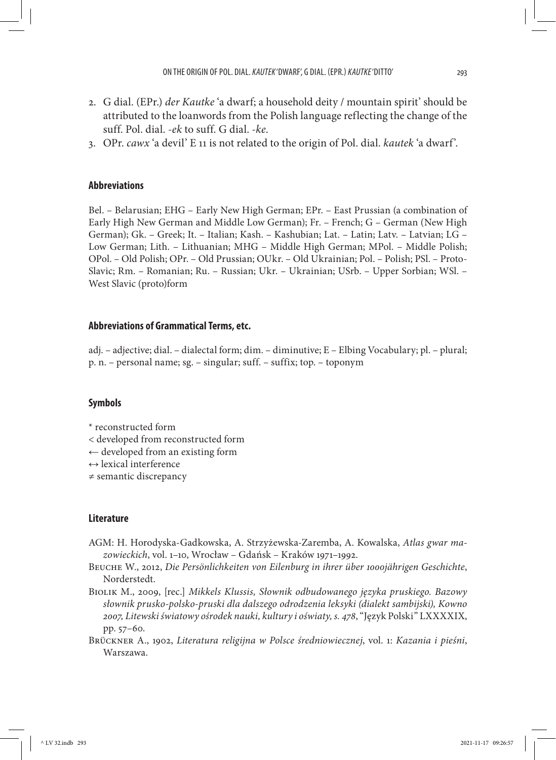2. G dial. (EPr.) *der Kautke* 'a dwarf; a household deity / mountain spirit' should be attributed to the loanwords from the Polish language reflecting the change of the suff. Pol. dial. *-ek* to suff. G dial. *-ke*.
3. OPr. *cawx* 'a devil' E 11 is not related to the origin of Pol. dial. *kautek* 'a dwarf'.

## Abbreviations

Bel. – Belarusian; EHG – Early New High German; EPr. – East Prussian (a combination of Early High New German and Middle Low German); Fr. – French; G – German (New High German); Gk. – Greek; It. – Italian; Kash. – Kashubian; Lat. – Latin; Latv. – Latvian; LG – Low German; Lith. – Lithuanian; MHG – Middle High German; MPol. – Middle Polish; OPol. – Old Polish; OPr. – Old Prussian; OUkr. – Old Ukrainian; Pol. – Polish; PSl. – Proto-Slavic; Rm. – Romanian; Ru. – Russian; Ukr. – Ukrainian; USrb. – Upper Sorbian; WSl. – West Slavic (proto)form

## Abbreviations of Grammatical Terms, etc.

adj. – adjective; dial. – dialectal form; dim. – diminutive; E – Elbing Vocabulary; pl. – plural; p. n. – personal name; sg. – singular; suff. – suffix; top. – toponym

## Symbols

\* reconstructed form
< developed from reconstructed form
← developed from an existing form
↔ lexical interference
≠ semantic discrepancy

## Literature

AGM: H. Horodyska-Gadkowska, A. Strzyżewska-Zaremba, A. Kowalska, *Atlas gwar mazowieckich*, vol. 1–10, Wrocław – Gdańsk – Kraków 1971–1992.

Beuche W., 2012, *Die Persönlichkeiten von Eilenburg in ihrer über 1000jährigen Geschichte*, Norderstedt.

Biolik M., 2009, [rec.] *Mikkels Klussis, Słownik odbudowanego języka pruskiego. Bazowy słownik prusko-polsko-pruski dla dalszego odrodzenia leksyki (dialekt sambijski), Kowno 2007, Litewski światowy ośrodek nauki, kultury i oświaty, s. 478*, "Język Polski" LXXXXIX, pp. 57–60.

Brückner A., 1902, *Literatura religijna w Polsce średniowiecznej*, vol. 1: *Kazania i pieśni*, Warszawa.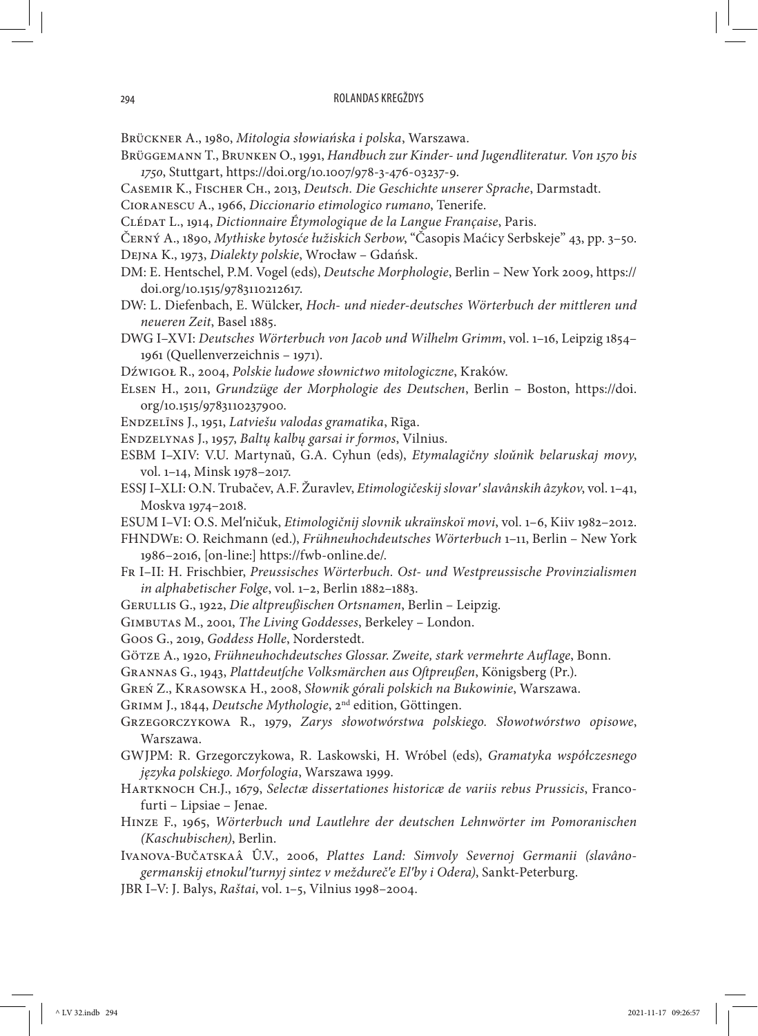Brückner A., 1980, *Mitologia słowiańska i polska*, Warszawa.

Brüggemann T., Brunken O., 1991, *Handbuch zur Kinder- und Jugendliteratur. Von 1570 bis 1750*, Stuttgart, https://doi.org/10.1007/978-3-476-03237-9.

Casemir K., Fischer Ch., 2013, *Deutsch. Die Geschichte unserer Sprache*, Darmstadt.

Cioranescu A., 1966, *Diccionario etimologico rumano*, Tenerife.

Clédat L., 1914, *Dictionnaire Étymologique de la Langue Française*, Paris.

Černý A., 1890, *Mythiske bytosće łužiskich Serbow*, "Časopis Maćicy Serbskeje" 43, pp. 3–50.

Dejna K., 1973, *Dialekty polskie*, Wrocław – Gdańsk.

DM: E. Hentschel, P.M. Vogel (eds), *Deutsche Morphologie*, Berlin – New York 2009, https://doi.org/10.1515/9783110212617.

DW: L. Diefenbach, E. Wülcker, *Hoch- und nieder-deutsches Wörterbuch der mittleren und neueren Zeit*, Basel 1885.

DWG I–XVI: *Deutsches Wörterbuch von Jacob und Wilhelm Grimm*, vol. 1–16, Leipzig 1854–1961 (Quellenverzeichnis – 1971).

Dźwigoł R., 2004, *Polskie ludowe słownictwo mitologiczne*, Kraków.

Elsen H., 2011, *Grundzüge der Morphologie des Deutschen*, Berlin – Boston, https://doi.org/10.1515/9783110237900.

Endzelīns J., 1951, *Latviešu valodas gramatika*, Rīga.

Endzelynas J., 1957, *Baltų kalbų garsai ir formos*, Vilnius.

ESBM I–XIV: V.U. Martynaŭ, G.A. Cyhun (eds), *Etymalagičny sloŭnik belaruskaj movy*, vol. 1–14, Minsk 1978–2017.

ESSJ I–XLI: O.N. Trubačev, A.F. Žuravlev, *Etimologičeskij slovar' slavânskih âzykov*, vol. 1–41, Moskva 1974–2018.

ESUM I–VI: O.S. Mel'ničuk, *Etimologičnij slovnik ukraïnskoï movi*, vol. 1–6, Kiiv 1982–2012.

FHNDWe: O. Reichmann (ed.), *Frühneuhochdeutsches Wörterbuch* 1–11, Berlin – New York 1986–2016, [on-line:] https://fwb-online.de/.

Fr I–II: H. Frischbier, *Preussisches Wörterbuch. Ost- und Westpreussische Provinzialismen in alphabetischer Folge*, vol. 1–2, Berlin 1882–1883.

Gerullis G., 1922, *Die altpreußischen Ortsnamen*, Berlin – Leipzig.

Gimbutas M., 2001, *The Living Goddesses*, Berkeley – London.

Goos G., 2019, *Goddess Holle*, Norderstedt.

Götze A., 1920, *Frühneuhochdeutsches Glossar. Zweite, stark vermehrte Auflage*, Bonn.

Grannas G., 1943, *Plattdeutſche Volksmärchen aus Oſtpreußen*, Königsberg (Pr.).

Greń Z., Krasowska H., 2008, *Słownik górali polskich na Bukowinie*, Warszawa.

Grimm J., 1844, *Deutsche Mythologie*, 2nd edition, Göttingen.

Grzegorczykowa R., 1979, *Zarys słowotwórstwa polskiego. Słowotwórstwo opisowe*, Warszawa.

GWJPM: R. Grzegorczykowa, R. Laskowski, H. Wróbel (eds), *Gramatyka współczesnego języka polskiego. Morfologia*, Warszawa 1999.

Hartknoch Ch.J., 1679, *Selectæ dissertationes historicæ de variis rebus Prussicis*, Francofurti – Lipsiae – Jenae.

Hinze F., 1965, *Wörterbuch und Lautlehre der deutschen Lehnwörter im Pomoranischen (Kaschubischen)*, Berlin.

Ivanova-Bučatskaâ Û.V., 2006, *Plattes Land: Simvoly Severnoj Germanii (slavâno-germanskij etnokul'turnyj sintez v meždureč'e El'by i Odera)*, Sankt-Peterburg.

JBR I–V: J. Balys, *Raštai*, vol. 1–5, Vilnius 1998–2004.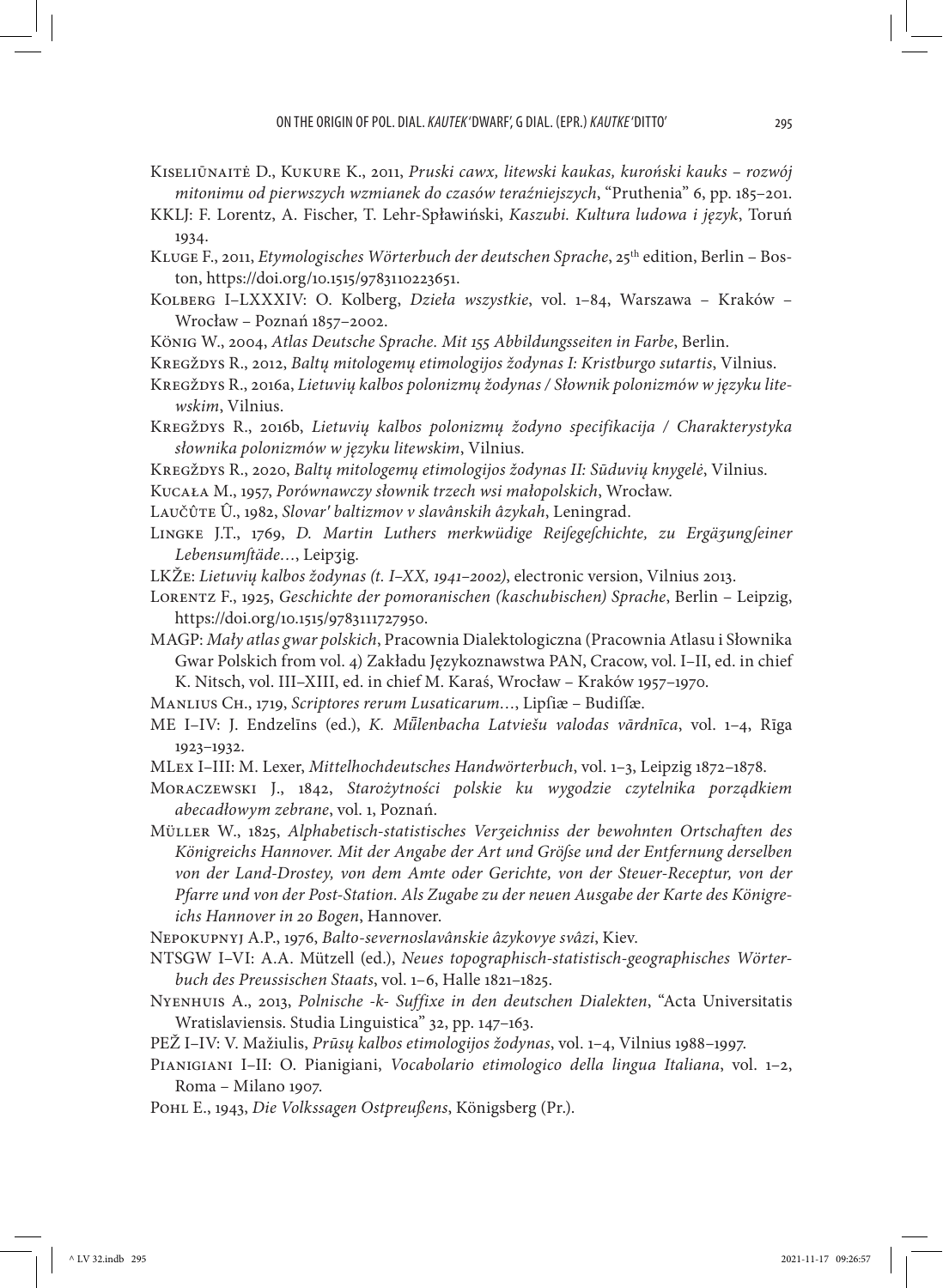Kiseliūnaitė D., Kukure K., 2011, *Pruski cawx, litewski kaukas, kuroński kauks – rozwój mitonimu od pierwszych wzmianek do czasów teraźniejszych*, "Pruthenia" 6, pp. 185–201.

KKLJ: F. Lorentz, A. Fischer, T. Lehr-Spławiński, *Kaszubi. Kultura ludowa i język*, Toruń 1934.

Kluge F., 2011, *Etymologisches Wörterbuch der deutschen Sprache*, 25th edition, Berlin – Boston, https://doi.org/10.1515/9783110223651.

Kolberg I–LXXXIV: O. Kolberg, *Dzieła wszystkie*, vol. 1–84, Warszawa – Kraków – Wrocław – Poznań 1857–2002.

König W., 2004, *Atlas Deutsche Sprache. Mit 155 Abbildungsseiten in Farbe*, Berlin.

Kregždys R., 2012, *Baltų mitologemų etimologijos žodynas I: Kristburgo sutartis*, Vilnius.

Kregždys R., 2016a, *Lietuvių kalbos polonizmų žodynas / Słownik polonizmów w języku litewskim*, Vilnius.

Kregždys R., 2016b, *Lietuvių kalbos polonizmų žodyno specifikacija / Charakterystyka słownika polonizmów w języku litewskim*, Vilnius.

Kregždys R., 2020, *Baltų mitologemų etimologijos žodynas II: Sūduvių knygelė*, Vilnius.

Kucała M., 1957, *Porównawczy słownik trzech wsi małopolskich*, Wrocław.

Laučûte Û., 1982, *Slovar' baltizmov v slavânskih âzykah*, Leningrad.

Lingke J.T., 1769, *D. Martin Luthers merkwüdige Reiſegeſchichte, zu Ergäʒungſeiner Lebensumſtäde…*, Leipʒig.

LKŽe: *Lietuvių kalbos žodynas (t. I–XX, 1941–2002)*, electronic version, Vilnius 2013.

Lorentz F., 1925, *Geschichte der pomoranischen (kaschubischen) Sprache*, Berlin – Leipzig, https://doi.org/10.1515/9783111727950.

MAGP: *Mały atlas gwar polskich*, Pracownia Dialektologiczna (Pracownia Atlasu i Słownika Gwar Polskich from vol. 4) Zakładu Językoznawstwa PAN, Cracow, vol. I–II, ed. in chief K. Nitsch, vol. III–XIII, ed. in chief M. Karaś, Wrocław – Kraków 1957–1970.

Manlius Ch., 1719, *Scriptores rerum Lusaticarum…*, Lipſiæ – Budiſſæ.

ME I–IV: J. Endzelīns (ed.), *K. Mūlenbacha Latviešu valodas vārdnīca*, vol. 1–4, Rīga 1923–1932.

MLex I–III: M. Lexer, *Mittelhochdeutsches Handwörterbuch*, vol. 1–3, Leipzig 1872–1878.

Moraczewski J., 1842, *Starożytności polskie ku wygodzie czytelnika porządkiem abecadłowym zebrane*, vol. 1, Poznań.

Müller W., 1825, *Alphabetisch-statistisches Verʒeichniss der bewohnten Ortschaften des Königreichs Hannover. Mit der Angabe der Art und Gröſse und der Entfernung derselben von der Land-Drostey, von dem Amte oder Gerichte, von der Steuer-Receptur, von der Pfarre und von der Post-Station. Als Zugabe zu der neuen Ausgabe der Karte des Königreichs Hannover in 20 Bogen*, Hannover.

Nepokupnyj A.P., 1976, *Balto-severnoslavânskie âzykovye svâzi*, Kiev.

NTSGW I–VI: A.A. Mützell (ed.), *Neues topographisch-statistisch-geographisches Wörterbuch des Preussischen Staats*, vol. 1–6, Halle 1821–1825.

Nyenhuis A., 2013, *Polnische -k- Suffixe in den deutschen Dialekten*, "Acta Universitatis Wratislaviensis. Studia Linguistica" 32, pp. 147–163.

PEŽ I–IV: V. Mažiulis, *Prūsų kalbos etimologijos žodynas*, vol. 1–4, Vilnius 1988–1997.

Pianigiani I–II: O. Pianigiani, *Vocabolario etimologico della lingua Italiana*, vol. 1–2, Roma – Milano 1907.

Pohl E., 1943, *Die Volkssagen Ostpreußens*, Königsberg (Pr.).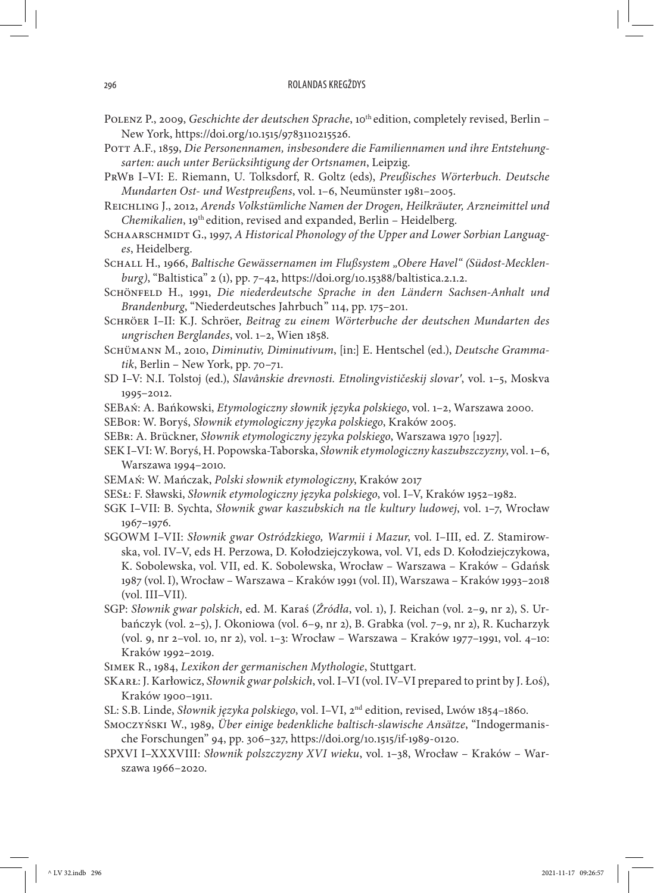Polenz P., 2009, *Geschichte der deutschen Sprache*, 10th edition, completely revised, Berlin – New York, https://doi.org/10.1515/9783110215526.

Pott A.F., 1859, *Die Personennamen, insbesondere die Familiennamen und ihre Entstehungsarten: auch unter Berücksihtigung der Ortsnamen*, Leipzig.

PrWb I–VI: E. Riemann, U. Tolksdorf, R. Goltz (eds), *Preußisches Wörterbuch. Deutsche Mundarten Ost- und Westpreußens*, vol. 1–6, Neumünster 1981–2005.

Reichling J., 2012, *Arends Volkstümliche Namen der Drogen, Heilkräuter, Arzneimittel und Chemikalien*, 19th edition, revised and expanded, Berlin – Heidelberg.

Schaarschmidt G., 1997, *A Historical Phonology of the Upper and Lower Sorbian Languages*, Heidelberg.

Schall H., 1966, *Baltische Gewässernamen im Flußsystem „Obere Havel" (Südost-Mecklenburg)*, "Baltistica" 2 (1), pp. 7–42, https://doi.org/10.15388/baltistica.2.1.2.

Schönfeld H., 1991, *Die niederdeutsche Sprache in den Ländern Sachsen-Anhalt und Brandenburg*, "Niederdeutsches Jahrbuch" 114, pp. 175–201.

Schröer I–II: K.J. Schröer, *Beitrag zu einem Wörterbuche der deutschen Mundarten des ungrischen Berglandes*, vol. 1–2, Wien 1858.

Schümann M., 2010, *Diminutiv, Diminutivum*, [in:] E. Hentschel (ed.), *Deutsche Grammatik*, Berlin – New York, pp. 70–71.

SD I–V: N.I. Tolstoj (ed.), *Slavânskie drevnosti. Etnolingvističeskij slovar'*, vol. 1–5, Moskva 1995–2012.

SEBań: A. Bańkowski, *Etymologiczny słownik języka polskiego*, vol. 1–2, Warszawa 2000.

SEBor: W. Boryś, *Słownik etymologiczny języka polskiego*, Kraków 2005.

SEBr: A. Brückner, *Słownik etymologiczny języka polskiego*, Warszawa 1970 [1927].

SEK I–VI: W. Boryś, H. Popowska-Taborska, *Słownik etymologiczny kaszubszczyzny*, vol. 1–6, Warszawa 1994–2010.

SEMań: W. Mańczak, *Polski słownik etymologiczny*, Kraków 2017

SESł: F. Sławski, *Słownik etymologiczny języka polskiego*, vol. I–V, Kraków 1952–1982.

SGK I–VII: B. Sychta, *Słownik gwar kaszubskich na tle kultury ludowej*, vol. 1–7, Wrocław 1967–1976.

SGOWM I–VII: *Słownik gwar Ostródzkiego, Warmii i Mazur*, vol. I–III, ed. Z. Stamirowska, vol. IV–V, eds H. Perzowa, D. Kołodziejczykowa, vol. VI, eds D. Kołodziejczykowa, K. Sobolewska, vol. VII, ed. K. Sobolewska, Wrocław – Warszawa – Kraków – Gdańsk 1987 (vol. I), Wrocław – Warszawa – Kraków 1991 (vol. II), Warszawa – Kraków 1993–2018 (vol. III–VII).

SGP: *Słownik gwar polskich*, ed. M. Karaś (*Źródła*, vol. 1), J. Reichan (vol. 2–9, nr 2), S. Urbańczyk (vol. 2–5), J. Okoniowa (vol. 6–9, nr 2), B. Grabka (vol. 7–9, nr 2), R. Kucharzyk (vol. 9, nr 2–vol. 10, nr 2), vol. 1–3: Wrocław – Warszawa – Kraków 1977–1991, vol. 4–10: Kraków 1992–2019.

Simek R., 1984, *Lexikon der germanischen Mythologie*, Stuttgart.

SKarł: J. Karłowicz, *Słownik gwar polskich*, vol. I–VI (vol. IV–VI prepared to print by J. Łoś), Kraków 1900–1911.

SL: S.B. Linde, *Słownik języka polskiego*, vol. I–VI, 2nd edition, revised, Lwów 1854–1860.

Smoczyński W., 1989, *Über einige bedenkliche baltisch-slawische Ansätze*, "Indogermanische Forschungen" 94, pp. 306–327, https://doi.org/10.1515/if-1989-0120.

SPXVI I–XXXVIII: *Słownik polszczyzny XVI wieku*, vol. 1–38, Wrocław – Kraków – Warszawa 1966–2020.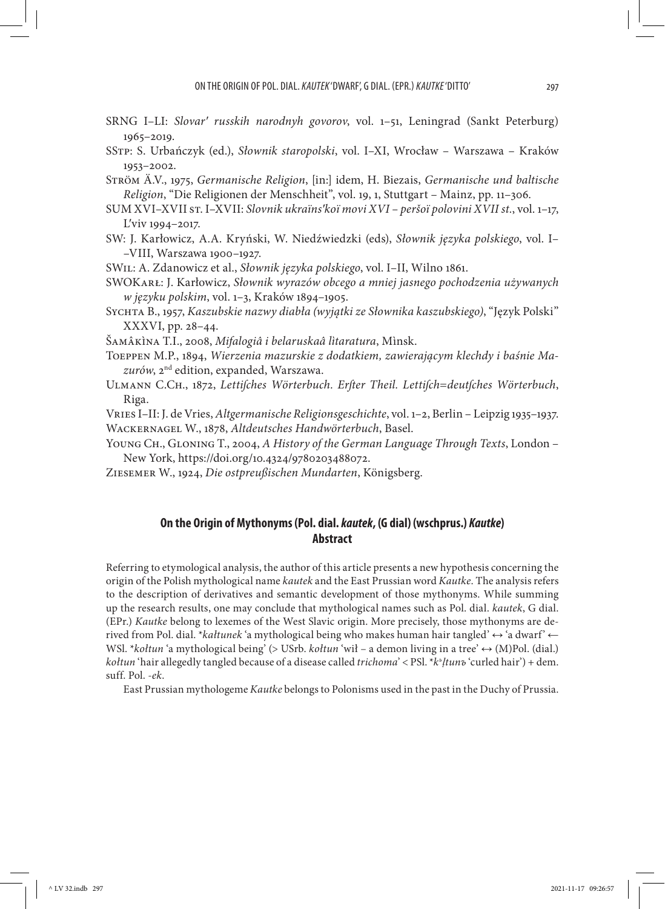SRNG I–LI: *Slovar′ russkih narodnyh govorov*, vol. 1–51, Leningrad (Sankt Peterburg) 1965–2019.

SStp: S. Urbańczyk (ed.), *Słownik staropolski*, vol. I–XI, Wrocław – Warszawa – Kraków 1953–2002.

Ström Ä.V., 1975, *Germanische Religion*, [in:] idem, H. Biezais, *Germanische und baltische Religion*, "Die Religionen der Menschheit", vol. 19, 1, Stuttgart – Mainz, pp. 11–306.

SUM XVI–XVII st. I–XVII: *Slovnik ukraïns′koï movi XVI – peršoï polovini XVII st.*, vol. 1–17, L′viv 1994–2017.

SW: J. Karłowicz, A.A. Kryński, W. Niedźwiedzki (eds), *Słownik języka polskiego*, vol. I–VIII, Warszawa 1900–1927.

SWil: A. Zdanowicz et al., *Słownik języka polskiego*, vol. I–II, Wilno 1861.

SWOKarł: J. Karłowicz, *Słownik wyrazów obcego a mniej jasnego pochodzenia używanych w języku polskim*, vol. 1–3, Kraków 1894–1905.

Sychta B., 1957, *Kaszubskie nazwy diabła (wyjątki ze Słownika kaszubskiego)*, "Język Polski" XXXVI, pp. 28–44.

Šamâkìna T.I., 2008, *Mifalogiâ i belaruskaâ lìtaratura*, Mìnsk.

Toeppen M.P., 1894, *Wierzenia mazurskie z dodatkiem, zawierającym klechdy i baśnie Mazurów*, 2nd edition, expanded, Warszawa.

Ulmann C.Ch., 1872, *Lettiſches Wörterbuch. Erſter Theil. Lettiſch=deutſches Wörterbuch*, Riga.

Vries I–II: J. de Vries, *Altgermanische Religionsgeschichte*, vol. 1–2, Berlin – Leipzig 1935–1937.

Wackernagel W., 1878, *Altdeutsches Handwörterbuch*, Basel.

Young Ch., Gloning T., 2004, *A History of the German Language Through Texts*, London – New York, https://doi.org/10.4324/9780203488072.

Ziesemer W., 1924, *Die ostpreußischen Mundarten*, Königsberg.

## On the Origin of Mythonyms (Pol. dial. *kautek*, (G dial) (wschprus.) *Kautke*)
## Abstract

Referring to etymological analysis, the author of this article presents a new hypothesis concerning the origin of the Polish mythological name *kautek* and the East Prussian word *Kautke*. The analysis refers to the description of derivatives and semantic development of those mythonyms. While summing up the research results, one may conclude that mythological names such as Pol. dial. *kautek*, G dial. (EPr.) *Kautke* belong to lexemes of the West Slavic origin. More precisely, those mythonyms are derived from Pol. dial. \**kałtunek* 'a mythological being who makes human hair tangled' ↔ 'a dwarf' ← WSl. \**kołtun* 'a mythological being' (> USrb. *kołtun* 'wił – a demon living in a tree' ↔ (M)Pol. (dial.) *kołtun* 'hair allegedly tangled because of a disease called *trichoma*' < PSl. \**kъltunъ* 'curled hair') + dem. suff. Pol. *-ek*.

East Prussian mythologeme *Kautke* belongs to Polonisms used in the past in the Duchy of Prussia.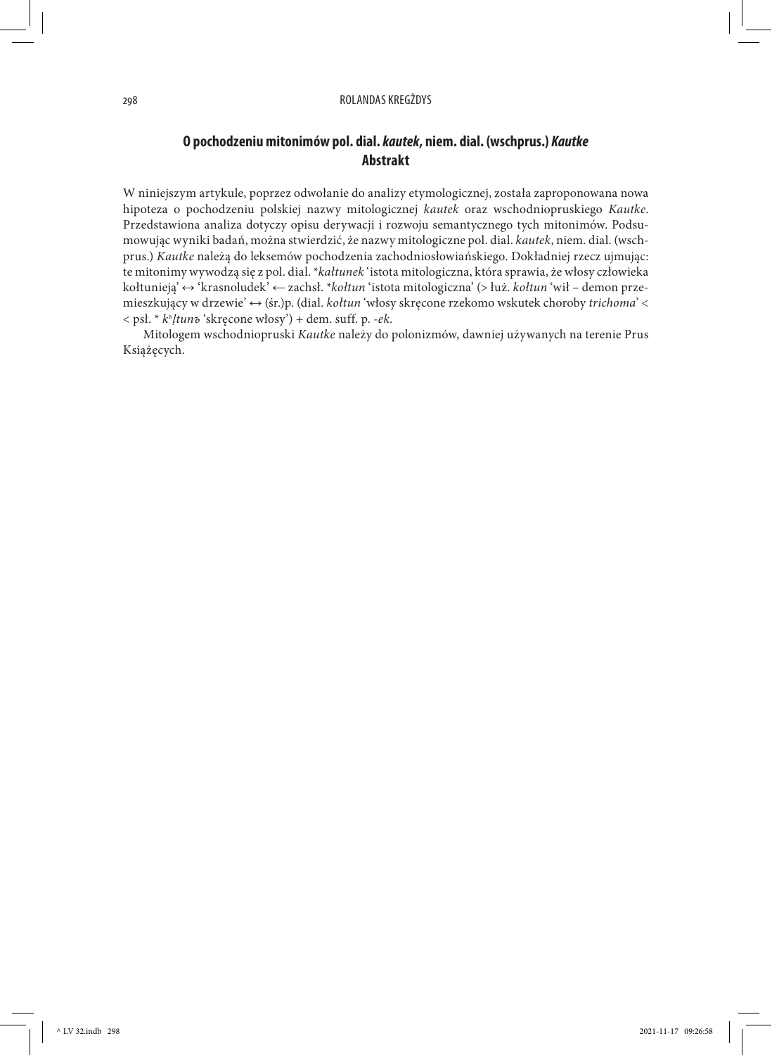## O pochodzeniu mitonimów pol. dial. *kautek*, niem. dial. (wschprus.) *Kautke*
## Abstrakt

W niniejszym artykule, poprzez odwołanie do analizy etymologicznej, została zaproponowana nowa hipoteza o pochodzeniu polskiej nazwy mitologicznej *kautek* oraz wschodniopruskiego *Kautke*. Przedstawiona analiza dotyczy opisu derywacji i rozwoju semantycznego tych mitonimów. Podsumowując wyniki badań, można stwierdzić, że nazwy mitologiczne pol. dial. *kautek*, niem. dial. (wschprus.) *Kautke* należą do leksemów pochodzenia zachodniosłowiańskiego. Dokładniej rzecz ujmując: te mitonimy wywodzą się z pol. dial. \**kałtunek* 'istota mitologiczna, która sprawia, że włosy człowieka kołtunieją' ↔ 'krasnoludek' ← zachsł. \**kołtun* 'istota mitologiczna' (> łuż. *kołtun* 'wił – demon przemieszkujący w drzewie' ↔ (śr.)p. (dial. *kołtun* 'włosy skręcone rzekomo wskutek choroby *trichoma*' < < psł. \* *kъl̥tunъ* 'skręcone włosy') + dem. suff. p. *-ek*.

Mitologem wschodniopruski *Kautke* należy do polonizmów, dawniej używanych na terenie Prus Książęcych.